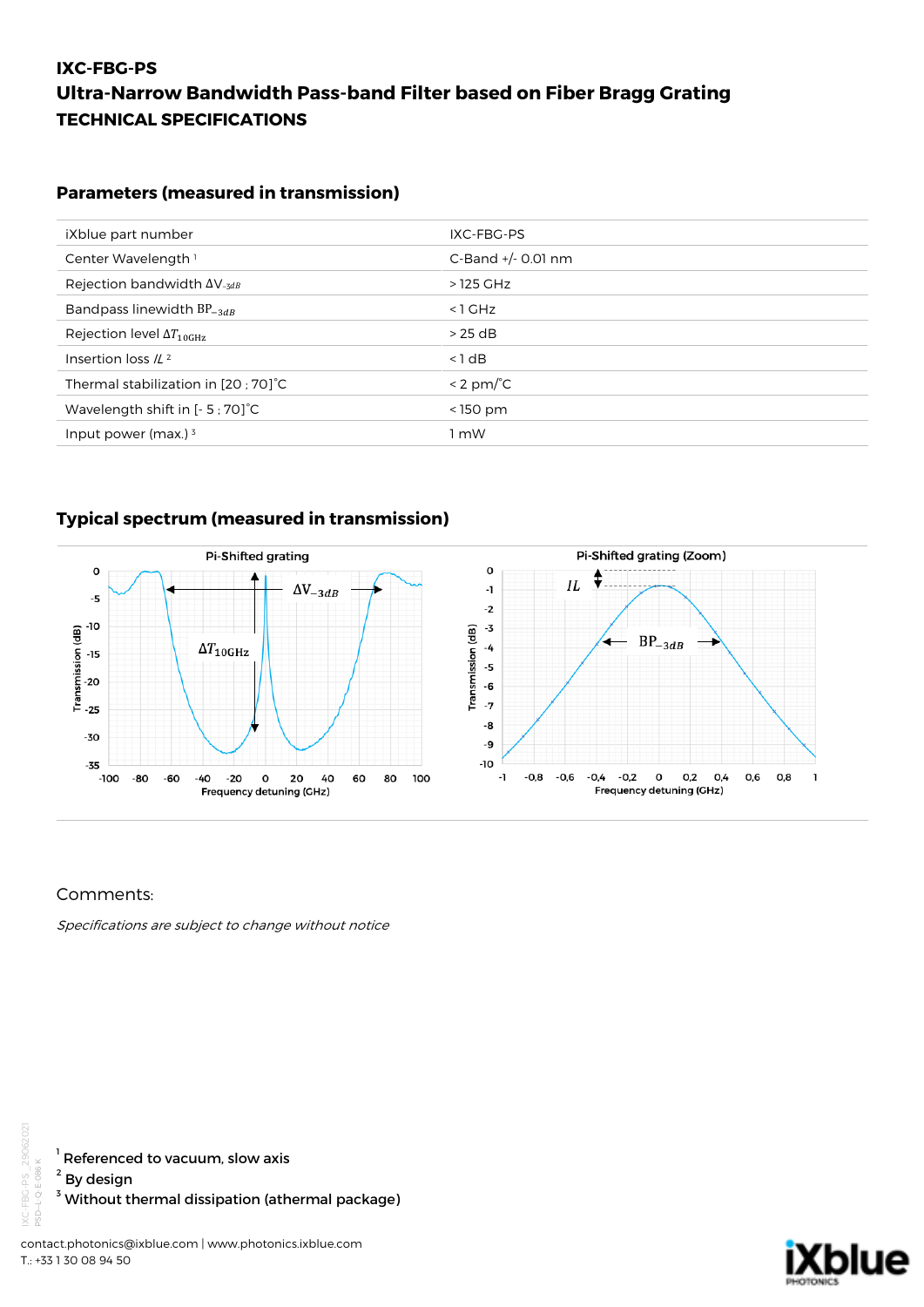# IXC-FBG-PS

## Ultra-Narrow Bandwidth Pass-band Filter based on Fiber Bragg Grating

## TECHNICAL SPECIFICATIONS

### Parameters (measured in transmission)

| iXblue part number | IXC-FBG-PS |
|---|---|
| Center Wavelength [1] | C-Band +/- 0.01 nm |
| Rejection bandwidth $\Delta V_{-3dB}$ | > 125 GHz |
| Bandpass linewidth $BP_{-3dB}$ | < 1 GHz |
| Rejection level $\Delta T_{10GHz}$ | > 25 dB |
| Insertion loss $IL$ [2] | < 1 dB |
| Thermal stabilization in [20 ; 70]°C | < 2 pm/°C |
| Wavelength shift in [- 5 ; 70]°C | < 150 pm |
| Input power (max.) [3] | 1 mW |

### Typical spectrum (measured in transmission)

Pi-Shifted grating

Pi-Shifted grating (Zoom)

Comments:

*Specifications are subject to change without notice*

[1] Referenced to vacuum, slow axis
[2] By design
[3] Without thermal dissipation (athermal package)

contact.photonics@ixblue.com | www.photonics.ixblue.com
T.: +33 1 30 08 94 50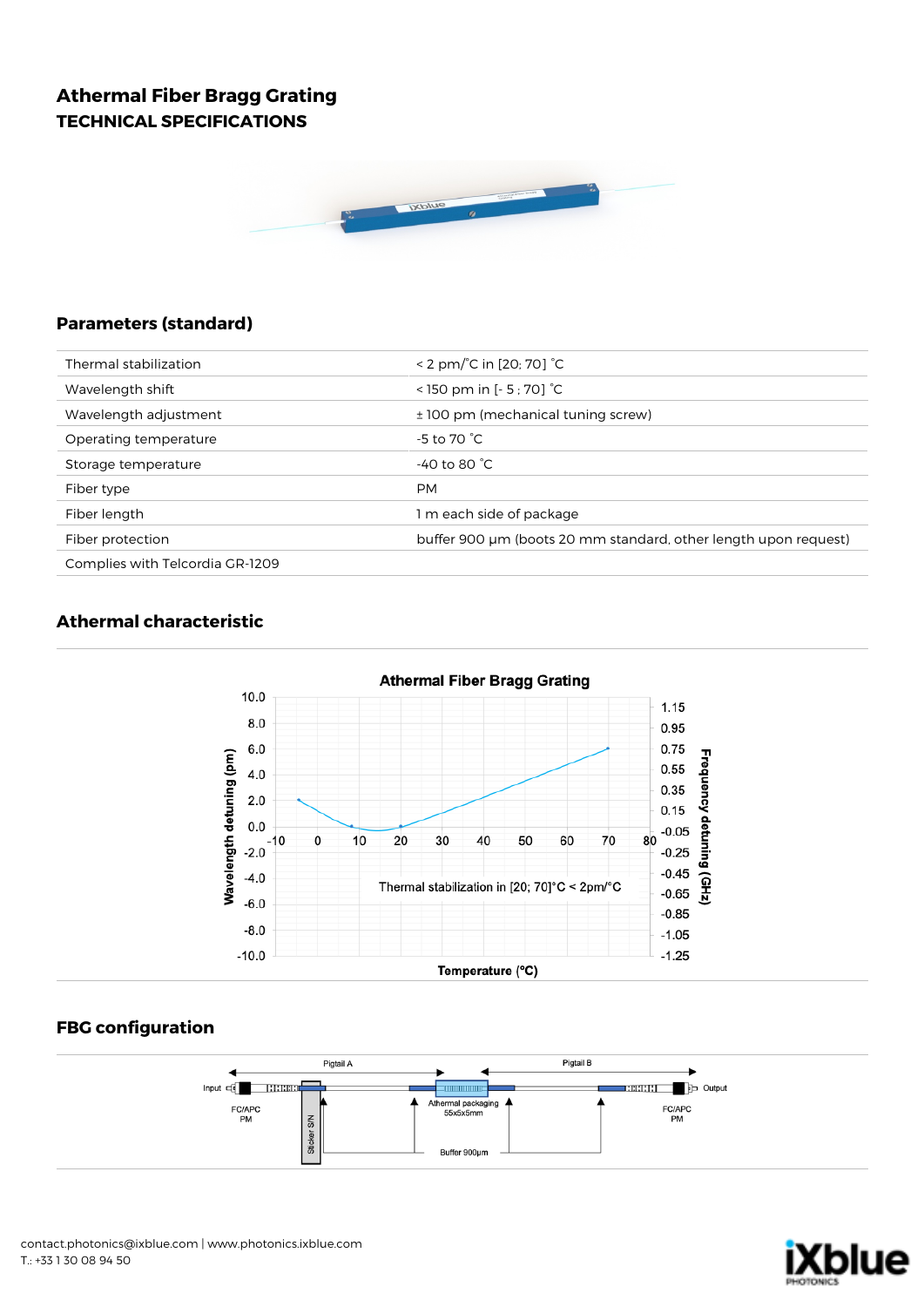# Athermal Fiber Bragg Grating

## TECHNICAL SPECIFICATIONS

## Parameters (standard)

| | |
|---|---|
| Thermal stabilization | < 2 pm/˚C in [20; 70] ˚C |
| Wavelength shift | < 150 pm in [- 5 ; 70] ˚C |
| Wavelength adjustment | ± 100 pm (mechanical tuning screw) |
| Operating temperature | -5 to 70 ˚C |
| Storage temperature | -40 to 80 ˚C |
| Fiber type | PM |
| Fiber length | 1 m each side of package |
| Fiber protection | buffer 900 µm (boots 20 mm standard, other length upon request) |
| Complies with Telcordia GR-1209 | |

## Athermal characteristic

Athermal Fiber Bragg Grating

Wavelength detuning (pm)

10.0
8.0
6.0
4.0
2.0
0.0
-2.0
-4.0
-6.0
-8.0
-10.0

Frequency detuning (GHz)

1.15
0.95
0.75
0.55
0.35
0.15
-0.05
-0.25
-0.45
-0.65
-0.85
-1.05
-1.25

-10 0 10 20 30 40 50 60 70 80

Temperature (°C)

Thermal stabilization in [20; 70]°C < 2pm/°C

## FBG configuration

Pigtail A

Pigtail B

Input

Output

FC/APC PM

FC/APC PM

Sticker S/N

Athermal packaging 55x5x5mm

Buffer 900µm

contact.photonics@ixblue.com | www.photonics.ixblue.com
T.: +33 1 30 08 94 50

iXblue PHOTONICS